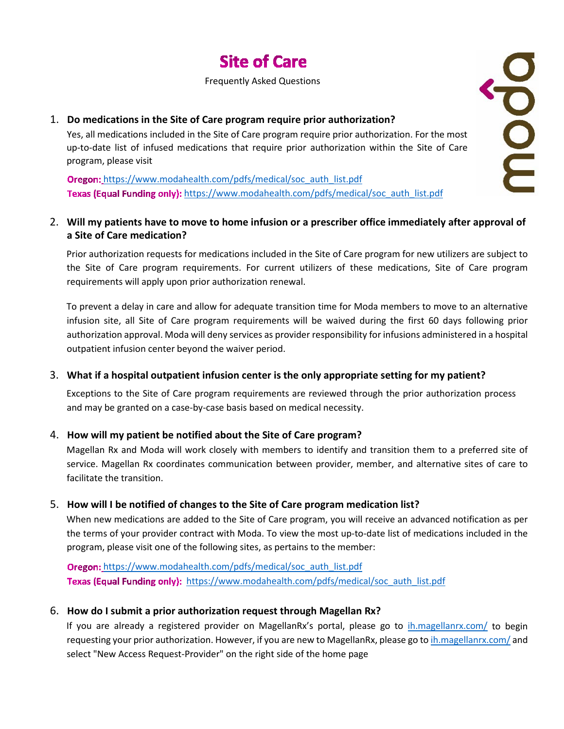# Site of Care

Frequently Asked Questions

1. **Do medications in the Site of Care program require prior authorization?**

   Yes, all medications included in the Site of Care program require prior authorization. For the most up-to-date list of infused medications that require prior authorization within the Site of Care program, please visit

   **Oregon:** https://www.modahealth.com/pdfs/medical/soc_auth_list.pdf
   **Texas (Equal Funding only):** https://www.modahealth.com/pdfs/medical/soc_auth_list.pdf

2. **Will my patients have to move to home infusion or a prescriber office immediately after approval of a Site of Care medication?**

   Prior authorization requests for medications included in the Site of Care program for new utilizers are subject to the Site of Care program requirements. For current utilizers of these medications, Site of Care program requirements will apply upon prior authorization renewal.

   To prevent a delay in care and allow for adequate transition time for Moda members to move to an alternative infusion site, all Site of Care program requirements will be waived during the first 60 days following prior authorization approval. Moda will deny services as provider responsibility for infusions administered in a hospital outpatient infusion center beyond the waiver period.

3. **What if a hospital outpatient infusion center is the only appropriate setting for my patient?**

   Exceptions to the Site of Care program requirements are reviewed through the prior authorization process and may be granted on a case-by-case basis based on medical necessity.

4. **How will my patient be notified about the Site of Care program?**

   Magellan Rx and Moda will work closely with members to identify and transition them to a preferred site of service. Magellan Rx coordinates communication between provider, member, and alternative sites of care to facilitate the transition.

5. **How will I be notified of changes to the Site of Care program medication list?**

   When new medications are added to the Site of Care program, you will receive an advanced notification as per the terms of your provider contract with Moda. To view the most up-to-date list of medications included in the program, please visit one of the following sites, as pertains to the member:

   **Oregon:** https://www.modahealth.com/pdfs/medical/soc_auth_list.pdf
   **Texas (Equal Funding only):** https://www.modahealth.com/pdfs/medical/soc_auth_list.pdf

6. **How do I submit a prior authorization request through Magellan Rx?**

   If you are already a registered provider on MagellanRx's portal, please go to ih.magellanrx.com/ to begin requesting your prior authorization. However, if you are new to MagellanRx, please go to ih.magellanrx.com/ and select "New Access Request-Provider" on the right side of the home page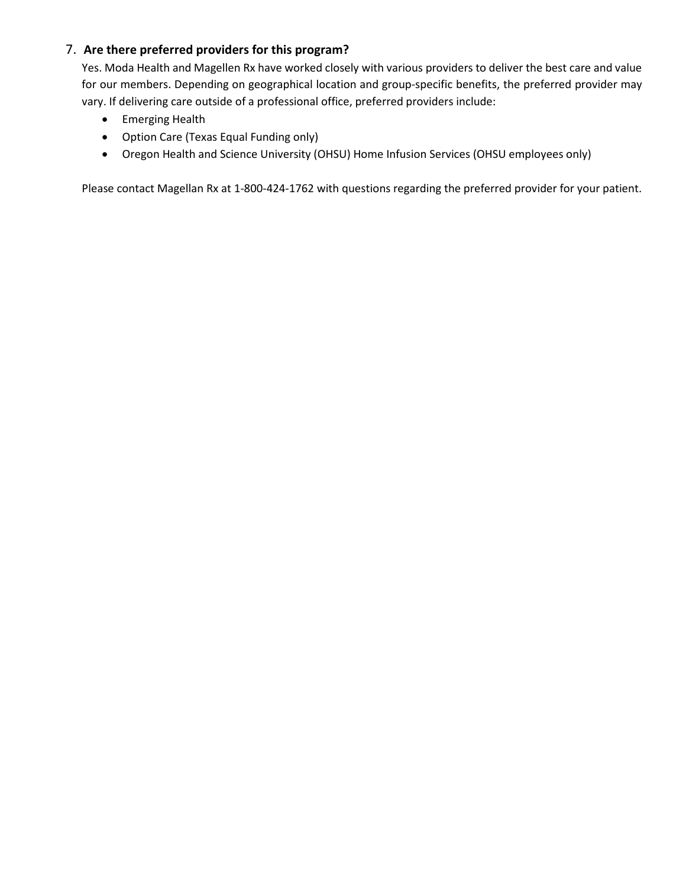7. **Are there preferred providers for this program?**

Yes. Moda Health and Magellen Rx have worked closely with various providers to deliver the best care and value for our members. Depending on geographical location and group-specific benefits, the preferred provider may vary. If delivering care outside of a professional office, preferred providers include:

- Emerging Health
- Option Care (Texas Equal Funding only)
- Oregon Health and Science University (OHSU) Home Infusion Services (OHSU employees only)

Please contact Magellan Rx at 1-800-424-1762 with questions regarding the preferred provider for your patient.